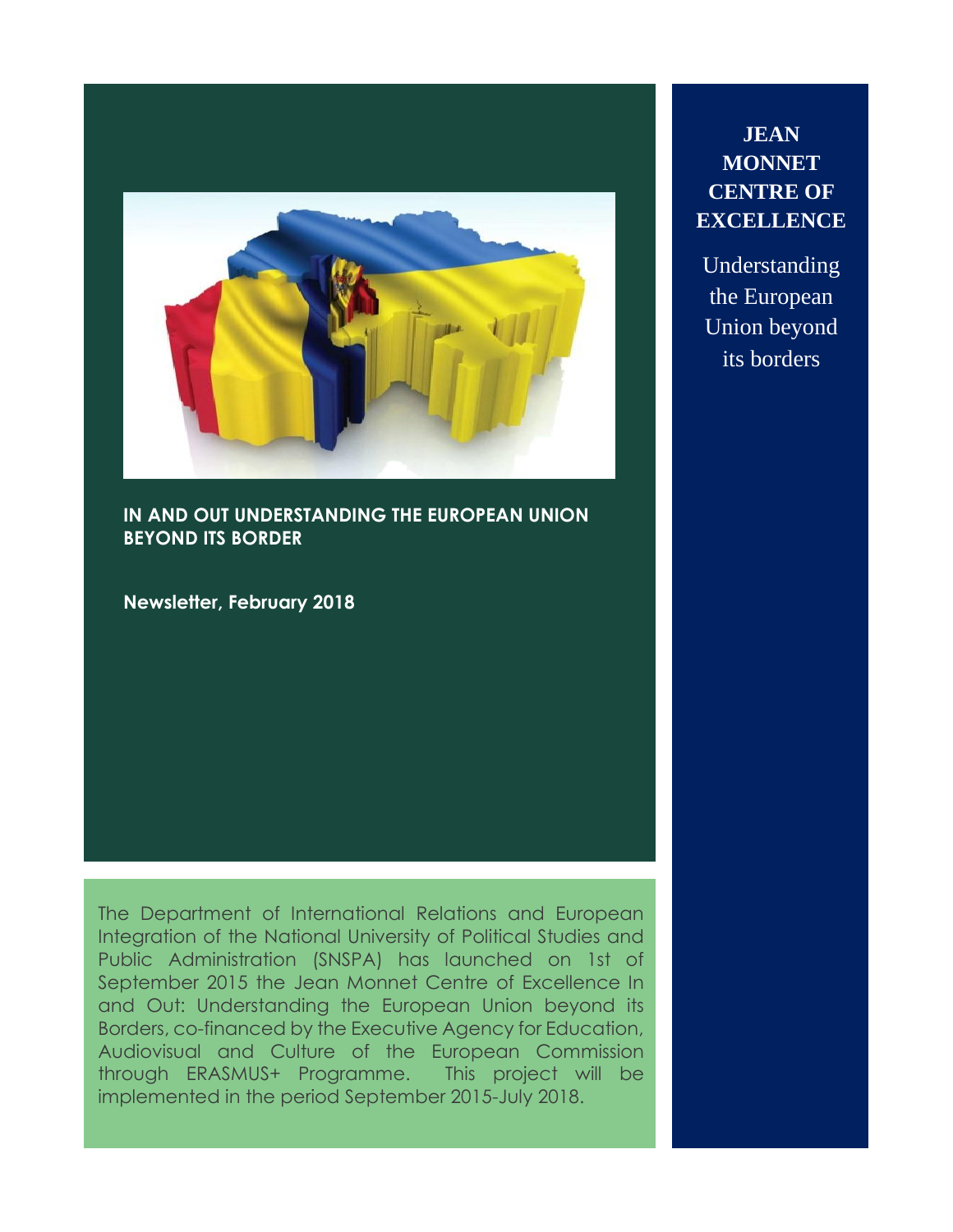# JEAN MONNET CENTRE OF EXCELLENCE

Understanding the European Union beyond its borders

## IN AND OUT UNDERSTANDING THE EUROPEAN UNION BEYOND ITS BORDER

**Newsletter, February 2018**

The Department of International Relations and European Integration of the National University of Political Studies and Public Administration (SNSPA) has launched on 1st of September 2015 the Jean Monnet Centre of Excellence In and Out: Understanding the European Union beyond its Borders, co-financed by the Executive Agency for Education, Audiovisual and Culture of the European Commission through ERASMUS+ Programme. This project will be implemented in the period September 2015-July 2018.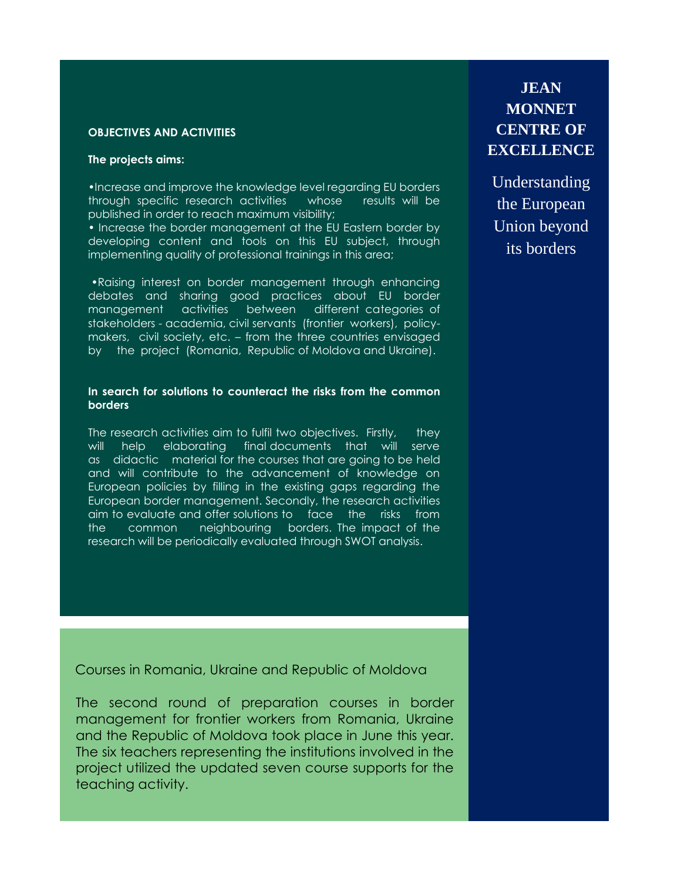# JEAN MONNET CENTRE OF EXCELLENCE

Understanding the European Union beyond its borders

## OBJECTIVES AND ACTIVITIES

**The projects aims:**

- Increase and improve the knowledge level regarding EU borders through specific research activities whose results will be published in order to reach maximum visibility;
- Increase the border management at the EU Eastern border by developing content and tools on this EU subject, through implementing quality of professional trainings in this area;
- Raising interest on border management through enhancing debates and sharing good practices about EU border management activities between different categories of stakeholders - academia, civil servants (frontier workers), policy-makers, civil society, etc. – from the three countries envisaged by the project (Romania, Republic of Moldova and Ukraine).

**In search for solutions to counteract the risks from the common borders**

The research activities aim to fulfil two objectives. Firstly, they will help elaborating final documents that will serve as didactic material for the courses that are going to be held and will contribute to the advancement of knowledge on European policies by filling in the existing gaps regarding the European border management. Secondly, the research activities aim to evaluate and offer solutions to face the risks from the common neighbouring borders. The impact of the research will be periodically evaluated through SWOT analysis.

Courses in Romania, Ukraine and Republic of Moldova

The second round of preparation courses in border management for frontier workers from Romania, Ukraine and the Republic of Moldova took place in June this year. The six teachers representing the institutions involved in the project utilized the updated seven course supports for the teaching activity.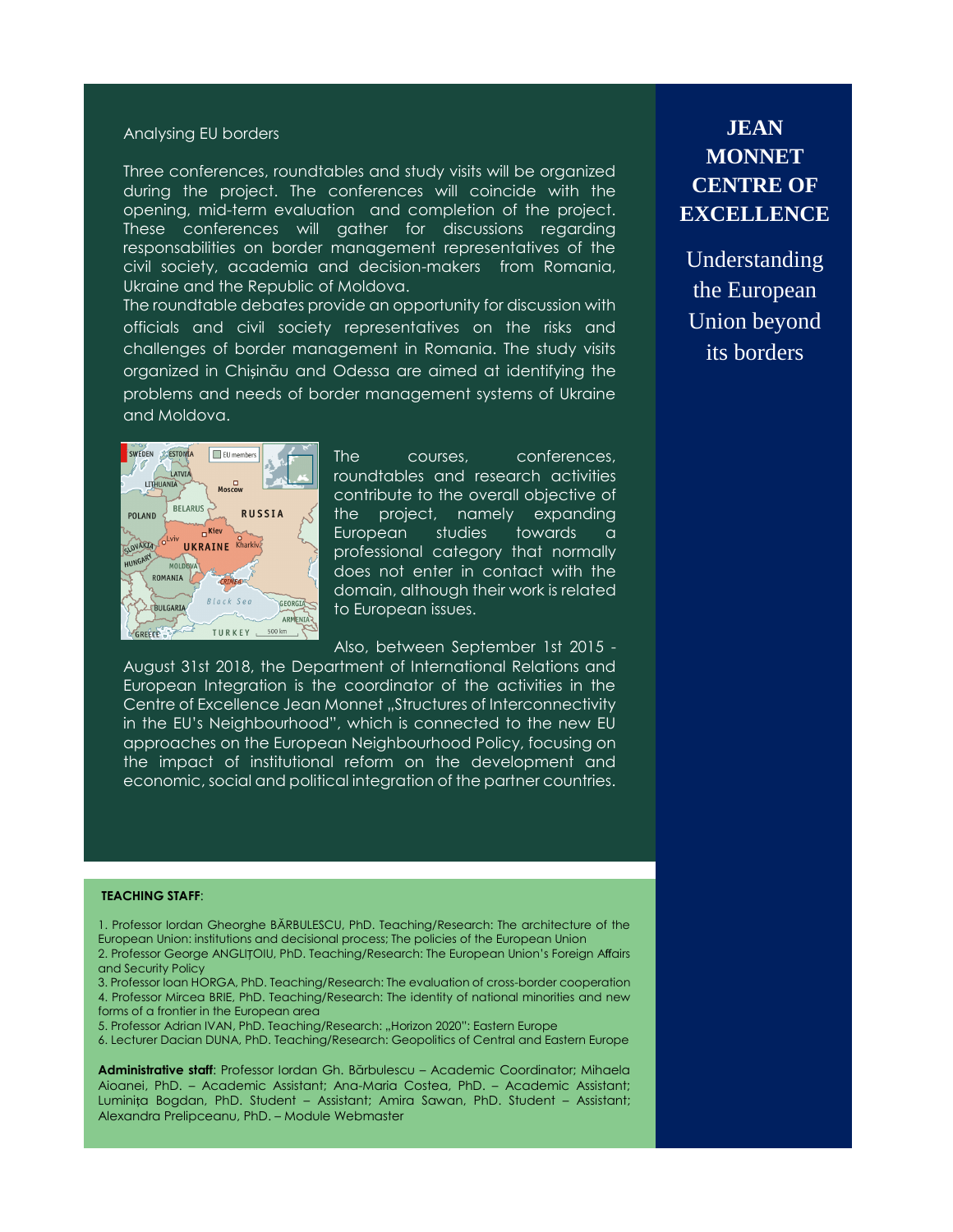# JEAN MONNET CENTRE OF EXCELLENCE

Understanding the European Union beyond its borders

## Analysing EU borders

Three conferences, roundtables and study visits will be organized during the project. The conferences will coincide with the opening, mid-term evaluation and completion of the project. These conferences will gather for discussions regarding responsabilities on border management representatives of the civil society, academia and decision-makers from Romania, Ukraine and the Republic of Moldova.

The roundtable debates provide an opportunity for discussion with officials and civil society representatives on the risks and challenges of border management in Romania. The study visits organized in Chișinău and Odessa are aimed at identifying the problems and needs of border management systems of Ukraine and Moldova.

The courses, conferences, roundtables and research activities contribute to the overall objective of the project, namely expanding European studies towards a professional category that normally does not enter in contact with the domain, although their work is related to European issues.

Also, between September 1st 2015 - August 31st 2018, the Department of International Relations and European Integration is the coordinator of the activities in the Centre of Excellence Jean Monnet „Structures of Interconnectivity in the EU's Neighbourhood", which is connected to the new EU approaches on the European Neighbourhood Policy, focusing on the impact of institutional reform on the development and economic, social and political integration of the partner countries.

**TEACHING STAFF**:

1. Professor Iordan Gheorghe BĂRBULESCU, PhD. Teaching/Research: The architecture of the European Union: institutions and decisional process; The policies of the European Union
2. Professor George ANGLIȚOIU, PhD. Teaching/Research: The European Union's Foreign Affairs and Security Policy
3. Professor Ioan HORGA, PhD. Teaching/Research: The evaluation of cross-border cooperation
4. Professor Mircea BRIE, PhD. Teaching/Research: The identity of national minorities and new forms of a frontier in the European area
5. Professor Adrian IVAN, PhD. Teaching/Research: „Horizon 2020": Eastern Europe
6. Lecturer Dacian DUNA, PhD. Teaching/Research: Geopolitics of Central and Eastern Europe

**Administrative staff**: Professor Iordan Gh. Bărbulescu – Academic Coordinator; Mihaela Aioanei, PhD. – Academic Assistant; Ana-Maria Costea, PhD. – Academic Assistant; Luminița Bogdan, PhD. Student – Assistant; Amira Sawan, PhD. Student – Assistant; Alexandra Prelipceanu, PhD. – Module Webmaster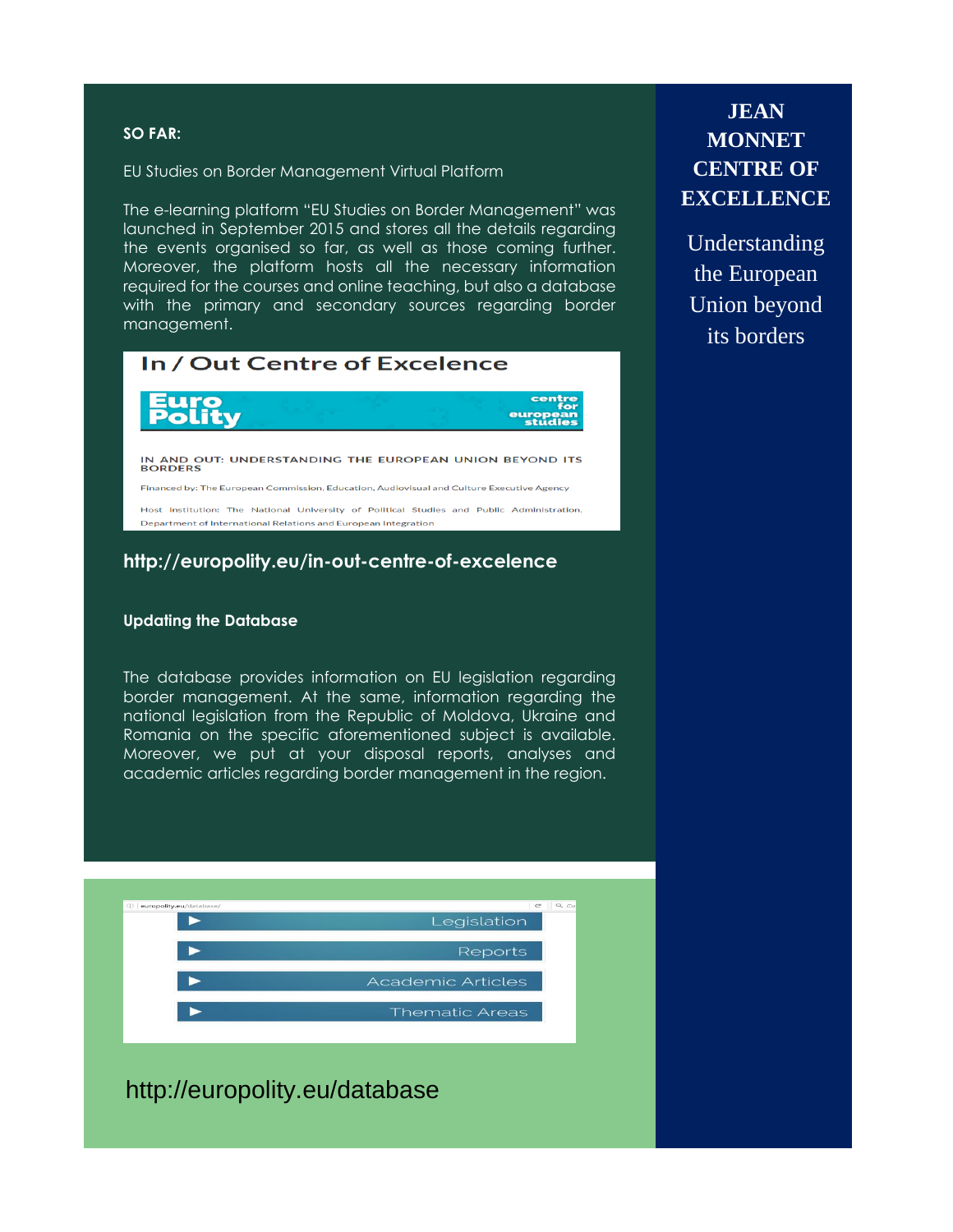**SO FAR:**

EU Studies on Border Management Virtual Platform

The e-learning platform "EU Studies on Border Management" was launched in September 2015 and stores all the details regarding the events organised so far, as well as those coming further. Moreover, the platform hosts all the necessary information required for the courses and online teaching, but also a database with the primary and secondary sources regarding border management.

In / Out Centre of Excelence

Euro Polity — centre for european studies

IN AND OUT: UNDERSTANDING THE EUROPEAN UNION BEYOND ITS BORDERS

Financed by: The European Commission, Education, Audiovisual and Culture Executive Agency

Host institution: The National University of Political Studies and Public Administration, Department of International Relations and European Integration

**http://europolity.eu/in-out-centre-of-excelence**

**Updating the Database**

The database provides information on EU legislation regarding border management. At the same, information regarding the national legislation from the Republic of Moldova, Ukraine and Romania on the specific aforementioned subject is available. Moreover, we put at your disposal reports, analyses and academic articles regarding border management in the region.

- Legislation
- Reports
- Academic Articles
- Thematic Areas

http://europolity.eu/database

# JEAN MONNET CENTRE OF EXCELLENCE

Understanding the European Union beyond its borders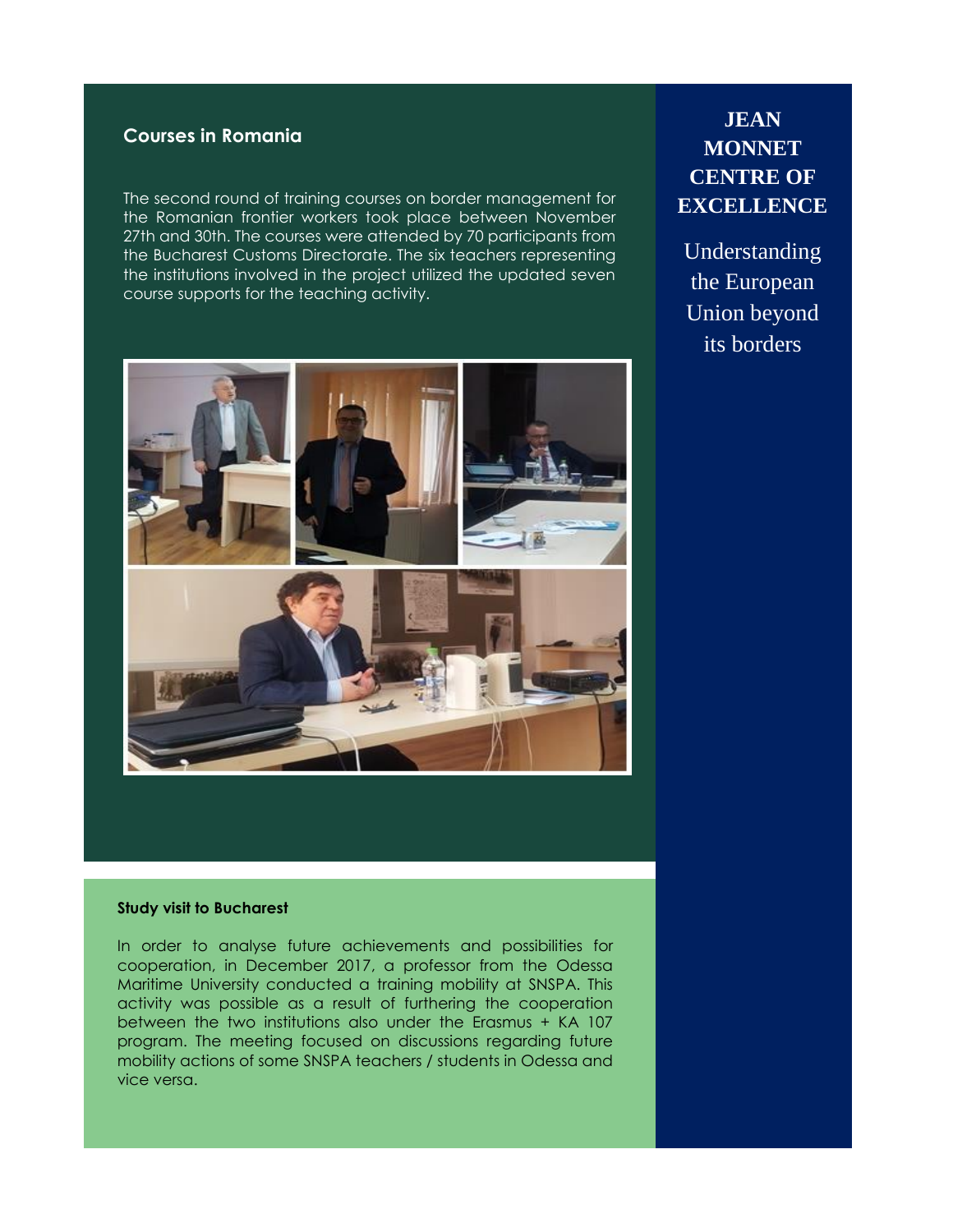## Courses in Romania

The second round of training courses on border management for the Romanian frontier workers took place between November 27th and 30th. The courses were attended by 70 participants from the Bucharest Customs Directorate. The six teachers representing the institutions involved in the project utilized the updated seven course supports for the teaching activity.

### Study visit to Bucharest

In order to analyse future achievements and possibilities for cooperation, in December 2017, a professor from the Odessa Maritime University conducted a training mobility at SNSPA. This activity was possible as a result of furthering the cooperation between the two institutions also under the Erasmus + KA 107 program. The meeting focused on discussions regarding future mobility actions of some SNSPA teachers / students in Odessa and vice versa.

**JEAN MONNET CENTRE OF EXCELLENCE**

Understanding the European Union beyond its borders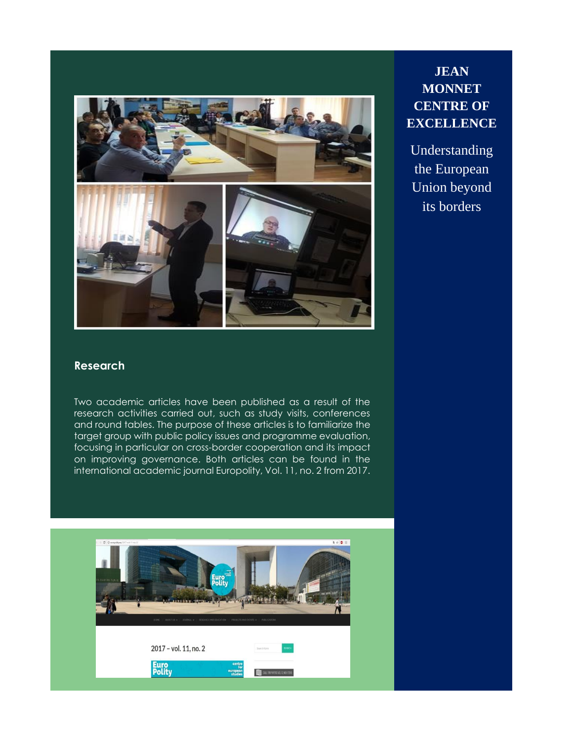**JEAN MONNET CENTRE OF EXCELLENCE**

Understanding the European Union beyond its borders

## Research

Two academic articles have been published as a result of the research activities carried out, such as study visits, conferences and round tables. The purpose of these articles is to familiarize the target group with public policy issues and programme evaluation, focusing in particular on cross-border cooperation and its impact on improving governance. Both articles can be found in the international academic journal Europolity, Vol. 11, no. 2 from 2017.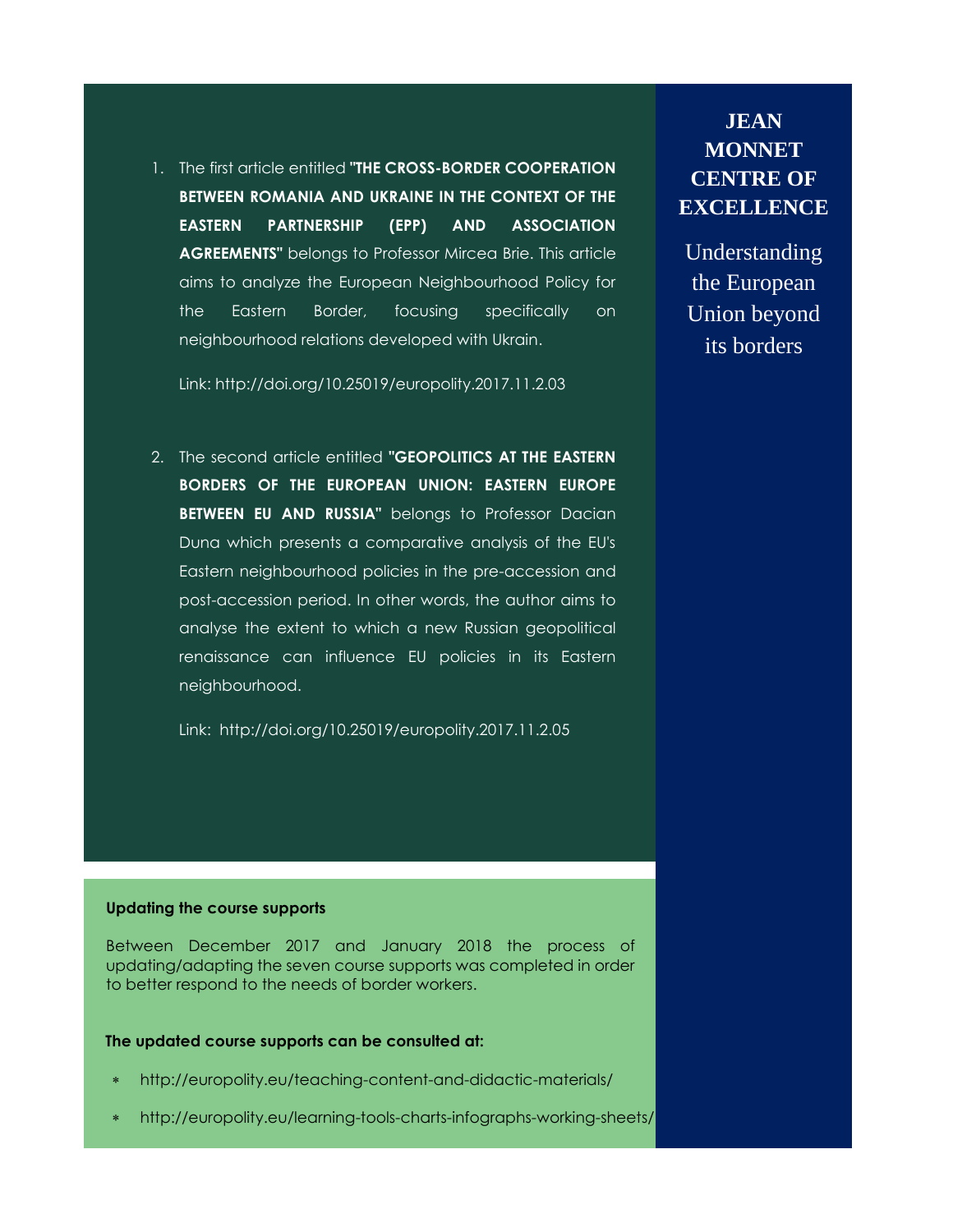1. The first article entitled **"THE CROSS-BORDER COOPERATION BETWEEN ROMANIA AND UKRAINE IN THE CONTEXT OF THE EASTERN PARTNERSHIP (EPP) AND ASSOCIATION AGREEMENTS"** belongs to Professor Mircea Brie. This article aims to analyze the European Neighbourhood Policy for the Eastern Border, focusing specifically on neighbourhood relations developed with Ukrain.

   Link: http://doi.org/10.25019/europolity.2017.11.2.03

2. The second article entitled **"GEOPOLITICS AT THE EASTERN BORDERS OF THE EUROPEAN UNION: EASTERN EUROPE BETWEEN EU AND RUSSIA"** belongs to Professor Dacian Duna which presents a comparative analysis of the EU's Eastern neighbourhood policies in the pre-accession and post-accession period. In other words, the author aims to analyse the extent to which a new Russian geopolitical renaissance can influence EU policies in its Eastern neighbourhood.

   Link: http://doi.org/10.25019/europolity.2017.11.2.05

**JEAN MONNET CENTRE OF EXCELLENCE**

Understanding the European Union beyond its borders

**Updating the course supports**

Between December 2017 and January 2018 the process of updating/adapting the seven course supports was completed in order to better respond to the needs of border workers.

**The updated course supports can be consulted at:**

* http://europolity.eu/teaching-content-and-didactic-materials/
* http://europolity.eu/learning-tools-charts-infographs-working-sheets/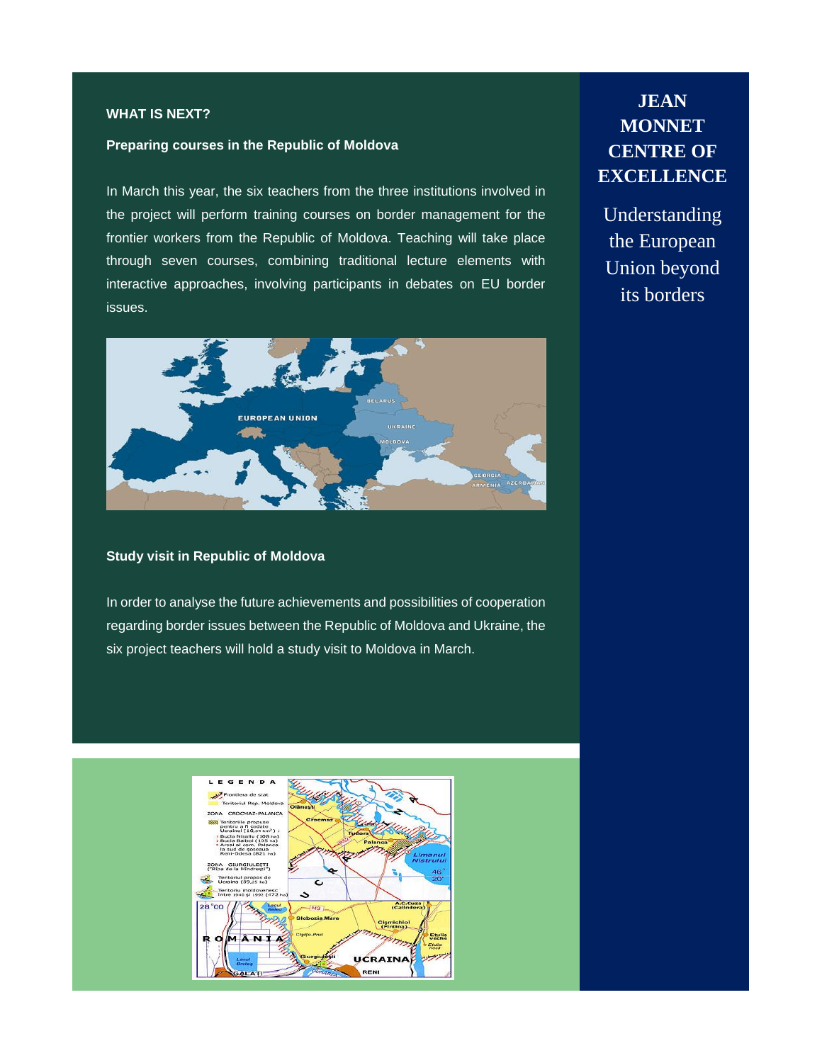**WHAT IS NEXT?**

**Preparing courses in the Republic of Moldova**

In March this year, the six teachers from the three institutions involved in the project will perform training courses on border management for the frontier workers from the Republic of Moldova. Teaching will take place through seven courses, combining traditional lecture elements with interactive approaches, involving participants in debates on EU border issues.

**Study visit in Republic of Moldova**

In order to analyse the future achievements and possibilities of cooperation regarding border issues between the Republic of Moldova and Ukraine, the six project teachers will hold a study visit to Moldova in March.

# JEAN MONNET CENTRE OF EXCELLENCE

Understanding the European Union beyond its borders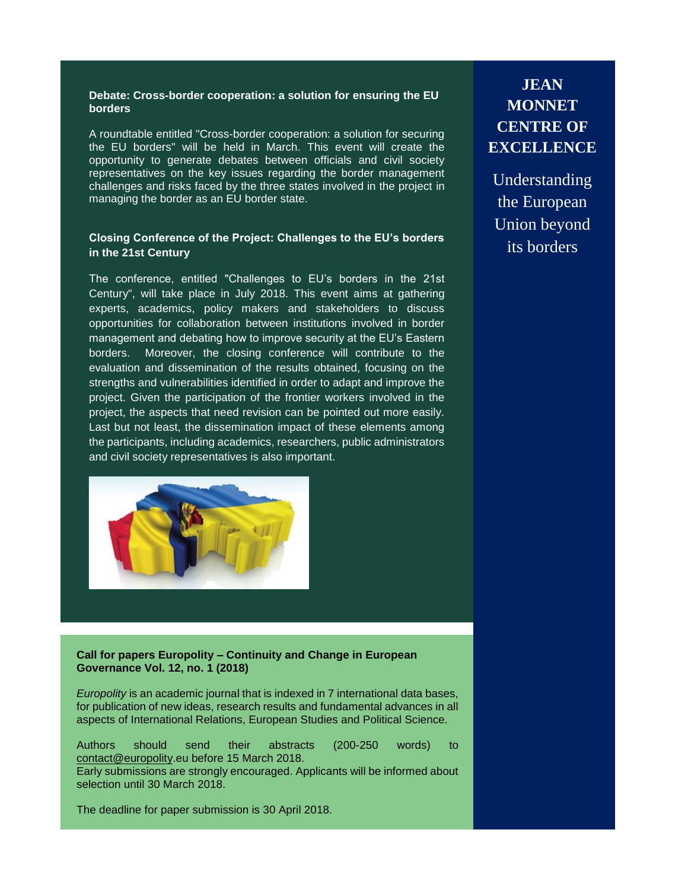### Debate: Cross-border cooperation: a solution for ensuring the EU borders

A roundtable entitled "Cross-border cooperation: a solution for securing the EU borders" will be held in March. This event will create the opportunity to generate debates between officials and civil society representatives on the key issues regarding the border management challenges and risks faced by the three states involved in the project in managing the border as an EU border state.

### Closing Conference of the Project: Challenges to the EU's borders in the 21st Century

The conference, entitled "Challenges to EU's borders in the 21st Century", will take place in July 2018. This event aims at gathering experts, academics, policy makers and stakeholders to discuss opportunities for collaboration between institutions involved in border management and debating how to improve security at the EU's Eastern borders. Moreover, the closing conference will contribute to the evaluation and dissemination of the results obtained, focusing on the strengths and vulnerabilities identified in order to adapt and improve the project. Given the participation of the frontier workers involved in the project, the aspects that need revision can be pointed out more easily. Last but not least, the dissemination impact of these elements among the participants, including academics, researchers, public administrators and civil society representatives is also important.

### Call for papers Europolity – Continuity and Change in European Governance Vol. 12, no. 1 (2018)

*Europolity* is an academic journal that is indexed in 7 international data bases, for publication of new ideas, research results and fundamental advances in all aspects of International Relations, European Studies and Political Science.

Authors should send their abstracts (200-250 words) to contact@europolity.eu before 15 March 2018.
Early submissions are strongly encouraged. Applicants will be informed about selection until 30 March 2018.

The deadline for paper submission is 30 April 2018.

## JEAN MONNET CENTRE OF EXCELLENCE

Understanding the European Union beyond its borders